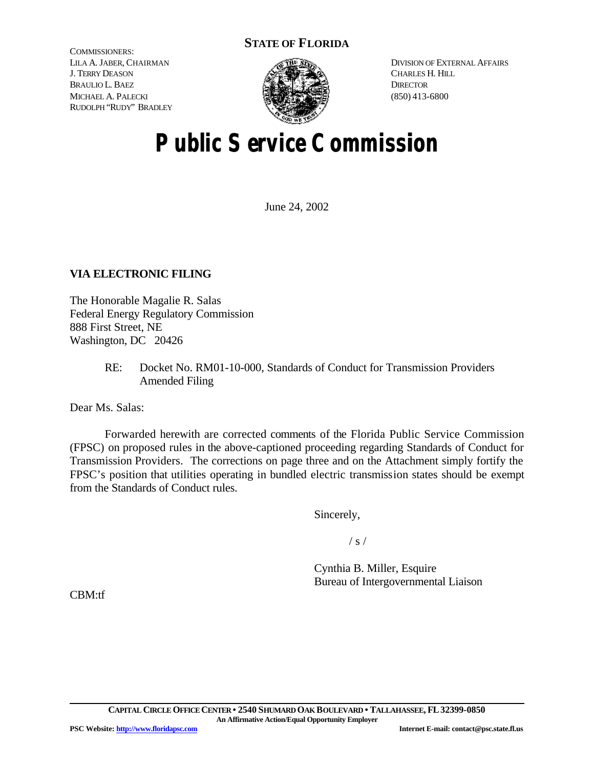**STATE OF FLORIDA**

COMMISSIONERS:
LILA A. JABER, CHAIRMAN
J. TERRY DEASON
BRAULIO L. BAEZ
MICHAEL A. PALECKI
RUDOLPH "RUDY" BRADLEY

DIVISION OF EXTERNAL AFFAIRS
CHARLES H. HILL
DIRECTOR
(850) 413-6800

# Public Service Commission

June 24, 2002

**VIA ELECTRONIC FILING**

The Honorable Magalie R. Salas
Federal Energy Regulatory Commission
888 First Street, NE
Washington, DC 20426

RE: Docket No. RM01-10-000, Standards of Conduct for Transmission Providers Amended Filing

Dear Ms. Salas:

Forwarded herewith are corrected comments of the Florida Public Service Commission (FPSC) on proposed rules in the above-captioned proceeding regarding Standards of Conduct for Transmission Providers. The corrections on page three and on the Attachment simply fortify the FPSC's position that utilities operating in bundled electric transmission states should be exempt from the Standards of Conduct rules.

Sincerely,

/ s /

Cynthia B. Miller, Esquire
Bureau of Intergovernmental Liaison

CBM:tf

CAPITAL CIRCLE OFFICE CENTER • 2540 SHUMARD OAK BOULEVARD • TALLAHASSEE, FL 32399-0850
An Affirmative Action/Equal Opportunity Employer

PSC Website: http://www.floridapsc.com

Internet E-mail: contact@psc.state.fl.us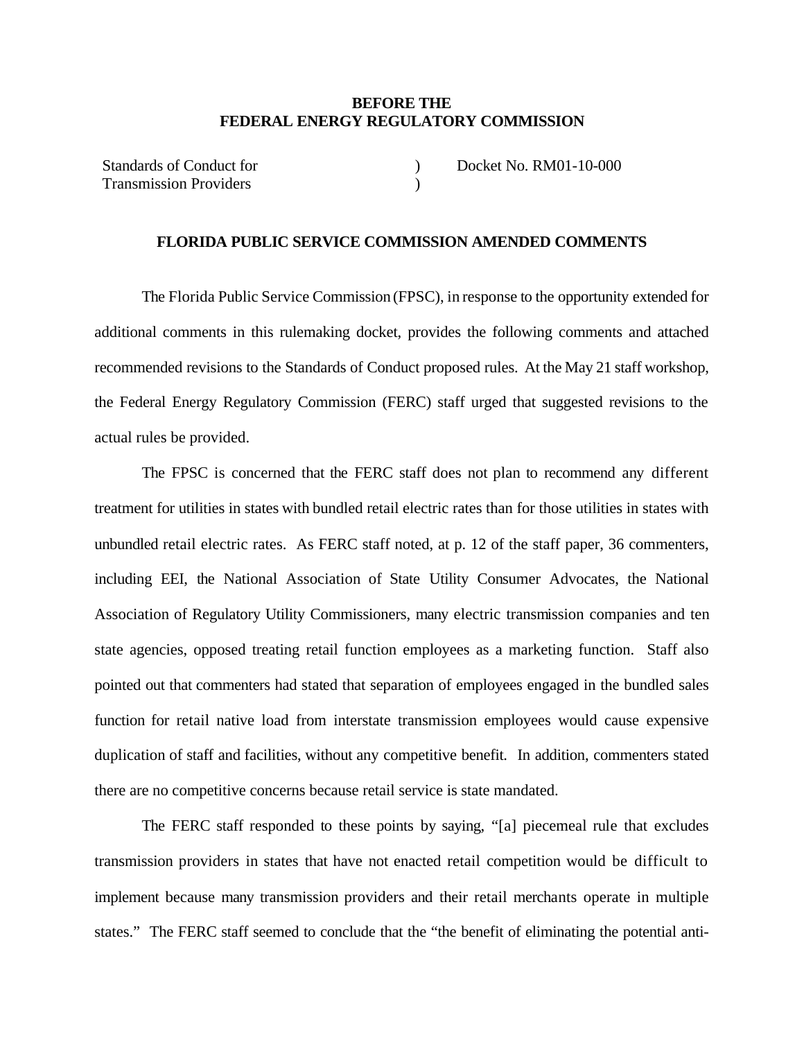**BEFORE THE**
**FEDERAL ENERGY REGULATORY COMMISSION**

| | | |
|---|---|---|
| Standards of Conduct for Transmission Providers | ) ) | Docket No. RM01-10-000 |

**FLORIDA PUBLIC SERVICE COMMISSION AMENDED COMMENTS**

The Florida Public Service Commission (FPSC), in response to the opportunity extended for additional comments in this rulemaking docket, provides the following comments and attached recommended revisions to the Standards of Conduct proposed rules. At the May 21 staff workshop, the Federal Energy Regulatory Commission (FERC) staff urged that suggested revisions to the actual rules be provided.

The FPSC is concerned that the FERC staff does not plan to recommend any different treatment for utilities in states with bundled retail electric rates than for those utilities in states with unbundled retail electric rates. As FERC staff noted, at p. 12 of the staff paper, 36 commenters, including EEI, the National Association of State Utility Consumer Advocates, the National Association of Regulatory Utility Commissioners, many electric transmission companies and ten state agencies, opposed treating retail function employees as a marketing function. Staff also pointed out that commenters had stated that separation of employees engaged in the bundled sales function for retail native load from interstate transmission employees would cause expensive duplication of staff and facilities, without any competitive benefit. In addition, commenters stated there are no competitive concerns because retail service is state mandated.

The FERC staff responded to these points by saying, "[a] piecemeal rule that excludes transmission providers in states that have not enacted retail competition would be difficult to implement because many transmission providers and their retail merchants operate in multiple states." The FERC staff seemed to conclude that the "the benefit of eliminating the potential anti-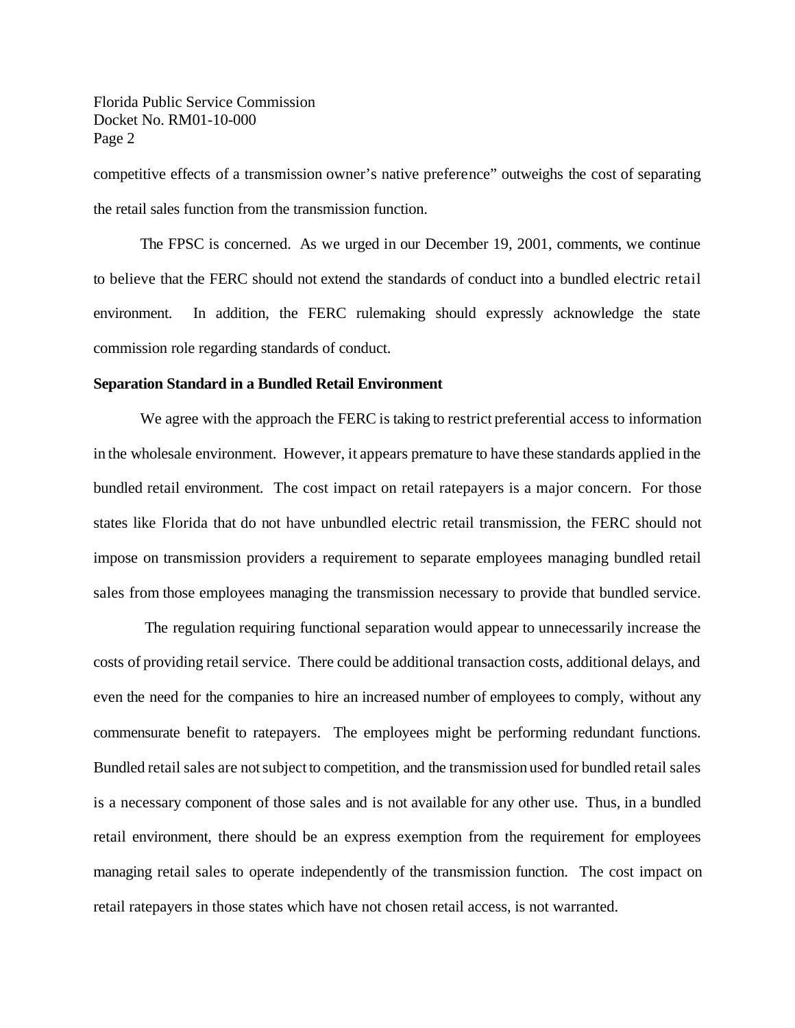competitive effects of a transmission owner's native preference" outweighs the cost of separating the retail sales function from the transmission function.

The FPSC is concerned. As we urged in our December 19, 2001, comments, we continue to believe that the FERC should not extend the standards of conduct into a bundled electric retail environment. In addition, the FERC rulemaking should expressly acknowledge the state commission role regarding standards of conduct.

**Separation Standard in a Bundled Retail Environment**

We agree with the approach the FERC is taking to restrict preferential access to information in the wholesale environment. However, it appears premature to have these standards applied in the bundled retail environment. The cost impact on retail ratepayers is a major concern. For those states like Florida that do not have unbundled electric retail transmission, the FERC should not impose on transmission providers a requirement to separate employees managing bundled retail sales from those employees managing the transmission necessary to provide that bundled service.

The regulation requiring functional separation would appear to unnecessarily increase the costs of providing retail service. There could be additional transaction costs, additional delays, and even the need for the companies to hire an increased number of employees to comply, without any commensurate benefit to ratepayers. The employees might be performing redundant functions. Bundled retail sales are not subject to competition, and the transmission used for bundled retail sales is a necessary component of those sales and is not available for any other use. Thus, in a bundled retail environment, there should be an express exemption from the requirement for employees managing retail sales to operate independently of the transmission function. The cost impact on retail ratepayers in those states which have not chosen retail access, is not warranted.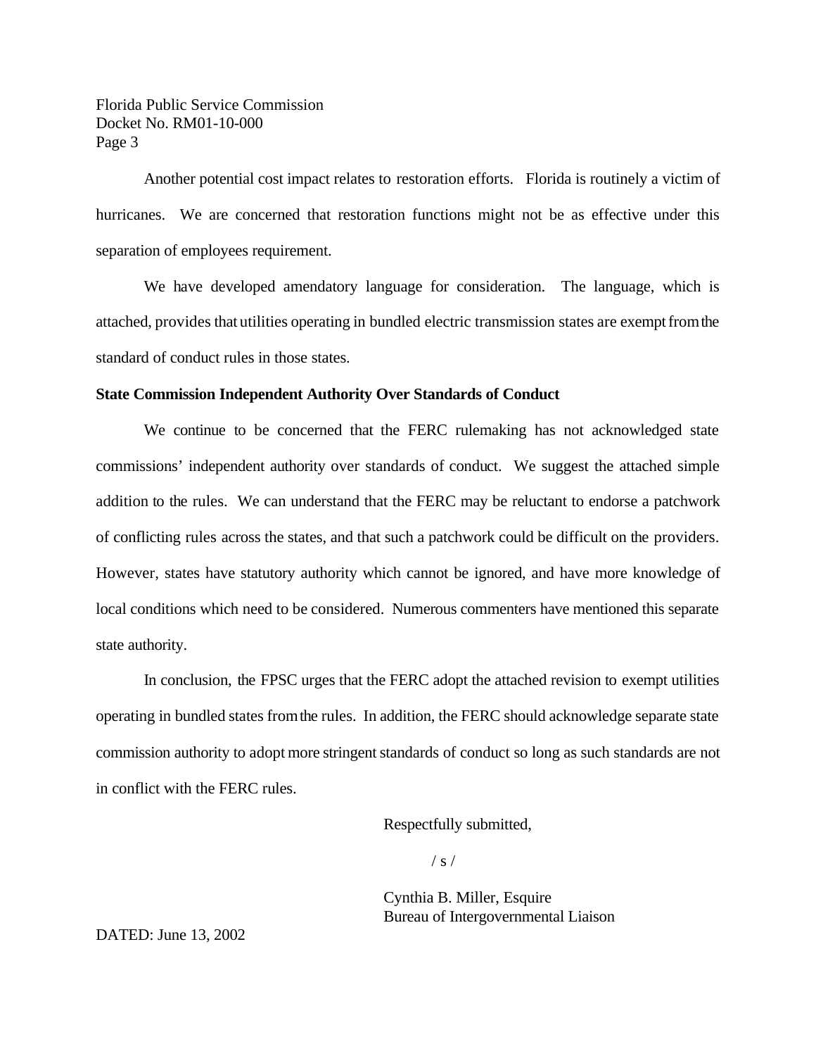Another potential cost impact relates to restoration efforts. Florida is routinely a victim of hurricanes. We are concerned that restoration functions might not be as effective under this separation of employees requirement.

We have developed amendatory language for consideration. The language, which is attached, provides that utilities operating in bundled electric transmission states are exempt from the standard of conduct rules in those states.

**State Commission Independent Authority Over Standards of Conduct**

We continue to be concerned that the FERC rulemaking has not acknowledged state commissions' independent authority over standards of conduct. We suggest the attached simple addition to the rules. We can understand that the FERC may be reluctant to endorse a patchwork of conflicting rules across the states, and that such a patchwork could be difficult on the providers. However, states have statutory authority which cannot be ignored, and have more knowledge of local conditions which need to be considered. Numerous commenters have mentioned this separate state authority.

In conclusion, the FPSC urges that the FERC adopt the attached revision to exempt utilities operating in bundled states from the rules. In addition, the FERC should acknowledge separate state commission authority to adopt more stringent standards of conduct so long as such standards are not in conflict with the FERC rules.

Respectfully submitted,

/ s /

Cynthia B. Miller, Esquire
Bureau of Intergovernmental Liaison

DATED: June 13, 2002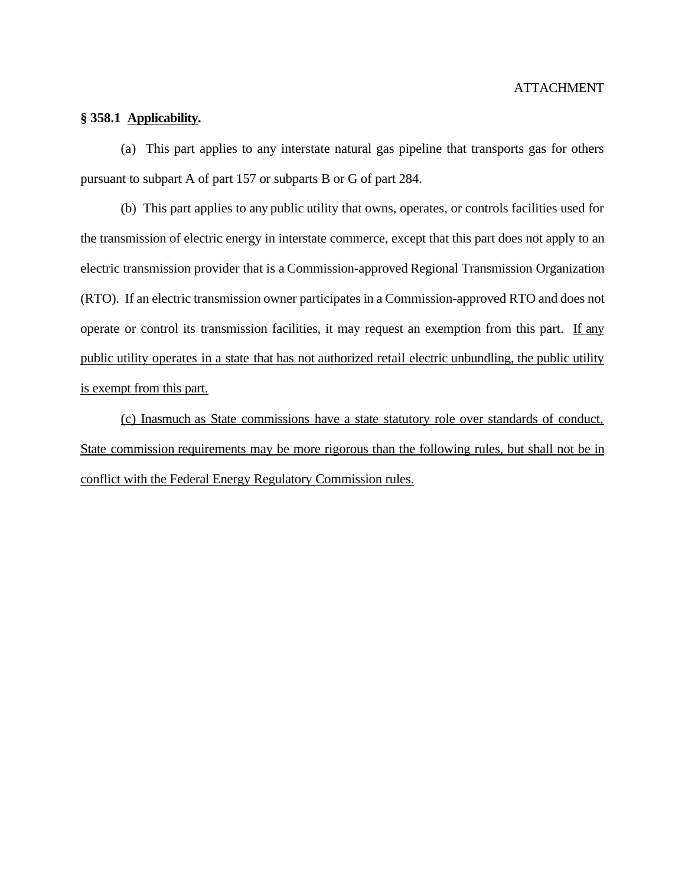ATTACHMENT

**§ 358.1 Applicability.**

(a) This part applies to any interstate natural gas pipeline that transports gas for others pursuant to subpart A of part 157 or subparts B or G of part 284.

(b) This part applies to any public utility that owns, operates, or controls facilities used for the transmission of electric energy in interstate commerce, except that this part does not apply to an electric transmission provider that is a Commission-approved Regional Transmission Organization (RTO). If an electric transmission owner participates in a Commission-approved RTO and does not operate or control its transmission facilities, it may request an exemption from this part. If any public utility operates in a state that has not authorized retail electric unbundling, the public utility is exempt from this part.

(c) Inasmuch as State commissions have a state statutory role over standards of conduct, State commission requirements may be more rigorous than the following rules, but shall not be in conflict with the Federal Energy Regulatory Commission rules.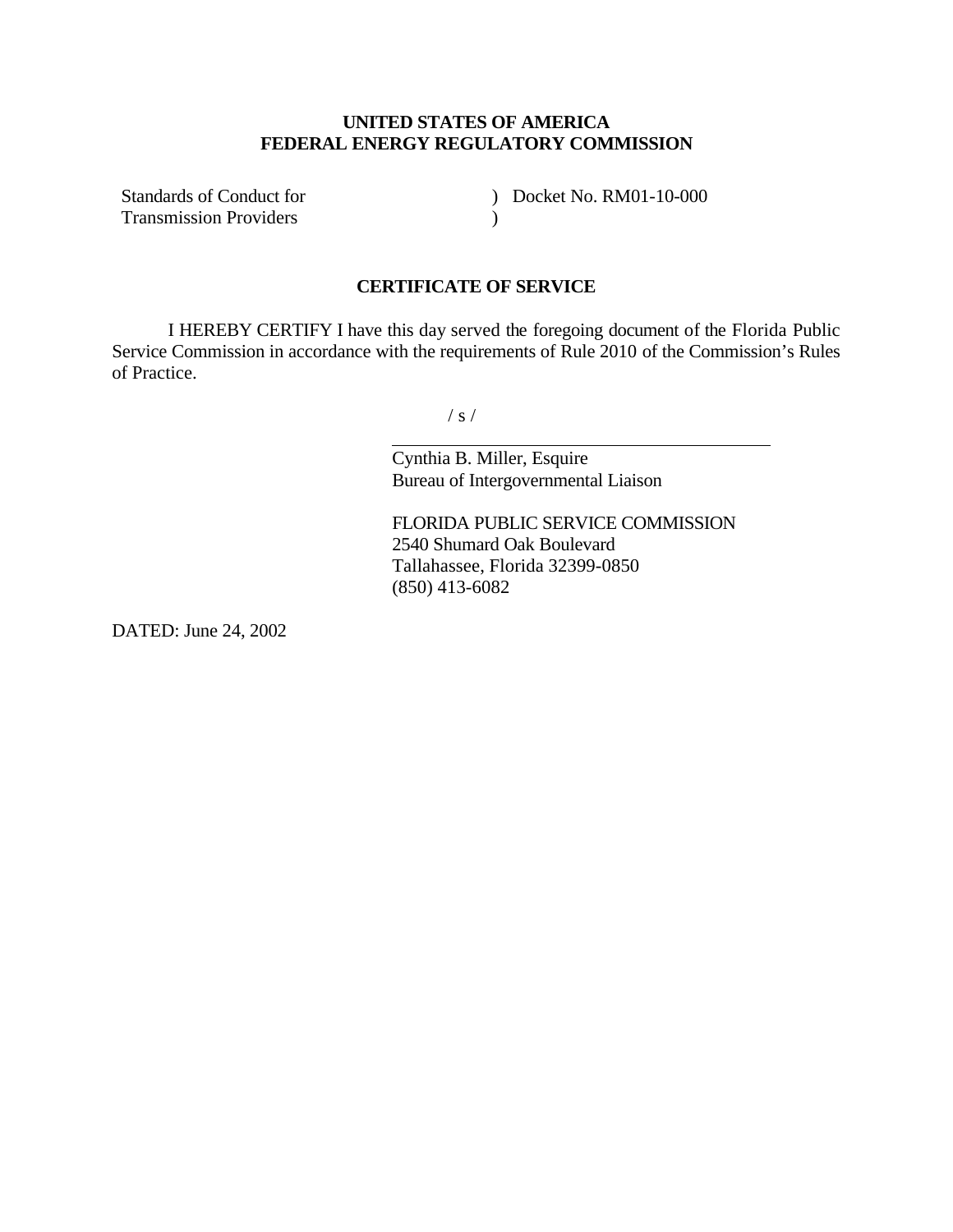**UNITED STATES OF AMERICA**
**FEDERAL ENERGY REGULATORY COMMISSION**

| | |
|---|---|
| Standards of Conduct for Transmission Providers | ) Docket No. RM01-10-000 ) |

## CERTIFICATE OF SERVICE

I HEREBY CERTIFY I have this day served the foregoing document of the Florida Public Service Commission in accordance with the requirements of Rule 2010 of the Commission's Rules of Practice.

/ s /

Cynthia B. Miller, Esquire
Bureau of Intergovernmental Liaison

FLORIDA PUBLIC SERVICE COMMISSION
2540 Shumard Oak Boulevard
Tallahassee, Florida 32399-0850
(850) 413-6082

DATED: June 24, 2002